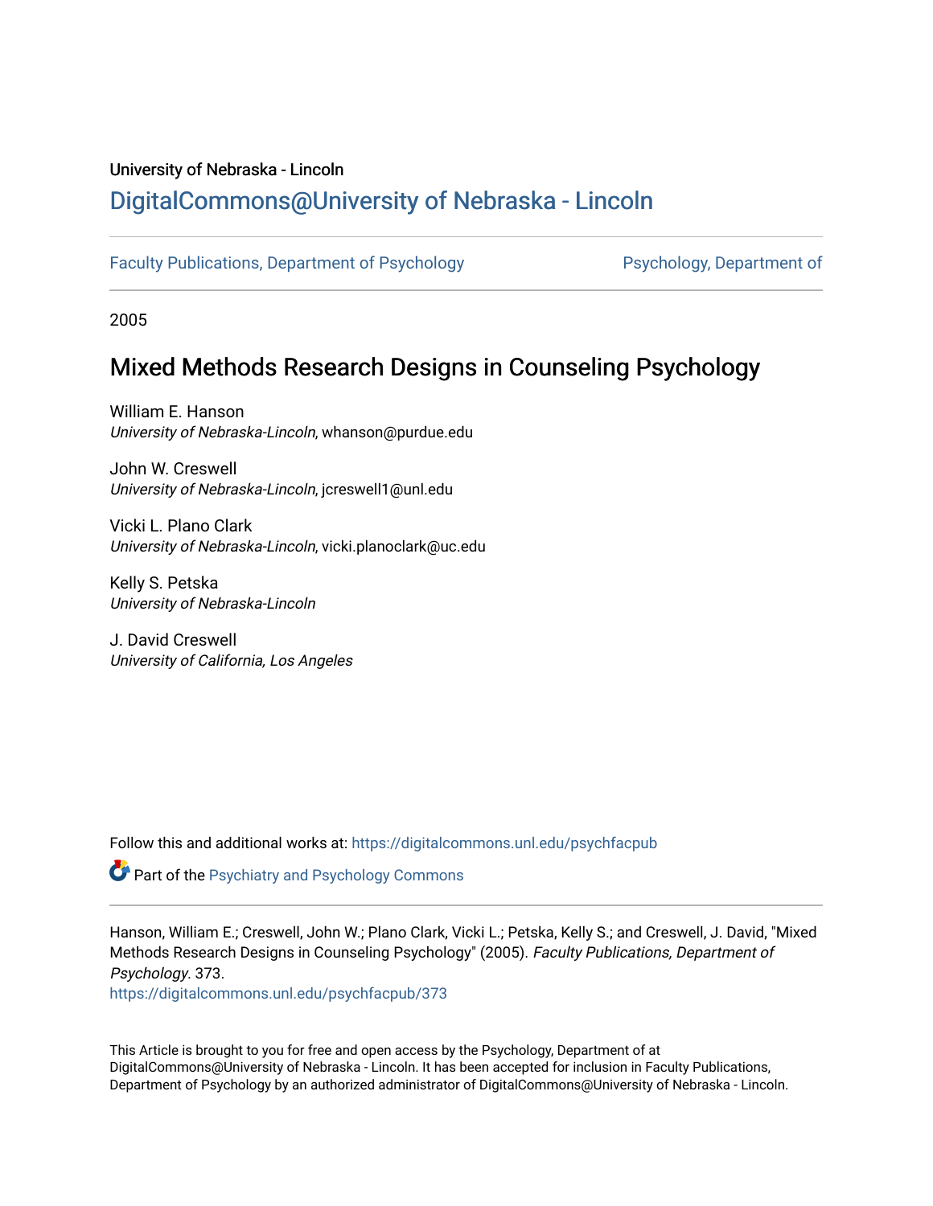University of Nebraska - Lincoln

## DigitalCommons@University of Nebraska - Lincoln

Faculty Publications, Department of Psychology

Psychology, Department of

2005

# Mixed Methods Research Designs in Counseling Psychology

William E. Hanson
*University of Nebraska-Lincoln*, whanson@purdue.edu

John W. Creswell
*University of Nebraska-Lincoln*, jcreswell1@unl.edu

Vicki L. Plano Clark
*University of Nebraska-Lincoln*, vicki.planoclark@uc.edu

Kelly S. Petska
*University of Nebraska-Lincoln*

J. David Creswell
*University of California, Los Angeles*

Follow this and additional works at: https://digitalcommons.unl.edu/psychfacpub

Part of the Psychiatry and Psychology Commons

Hanson, William E.; Creswell, John W.; Plano Clark, Vicki L.; Petska, Kelly S.; and Creswell, J. David, "Mixed Methods Research Designs in Counseling Psychology" (2005). *Faculty Publications, Department of Psychology*. 373.
https://digitalcommons.unl.edu/psychfacpub/373

This Article is brought to you for free and open access by the Psychology, Department of at DigitalCommons@University of Nebraska - Lincoln. It has been accepted for inclusion in Faculty Publications, Department of Psychology by an authorized administrator of DigitalCommons@University of Nebraska - Lincoln.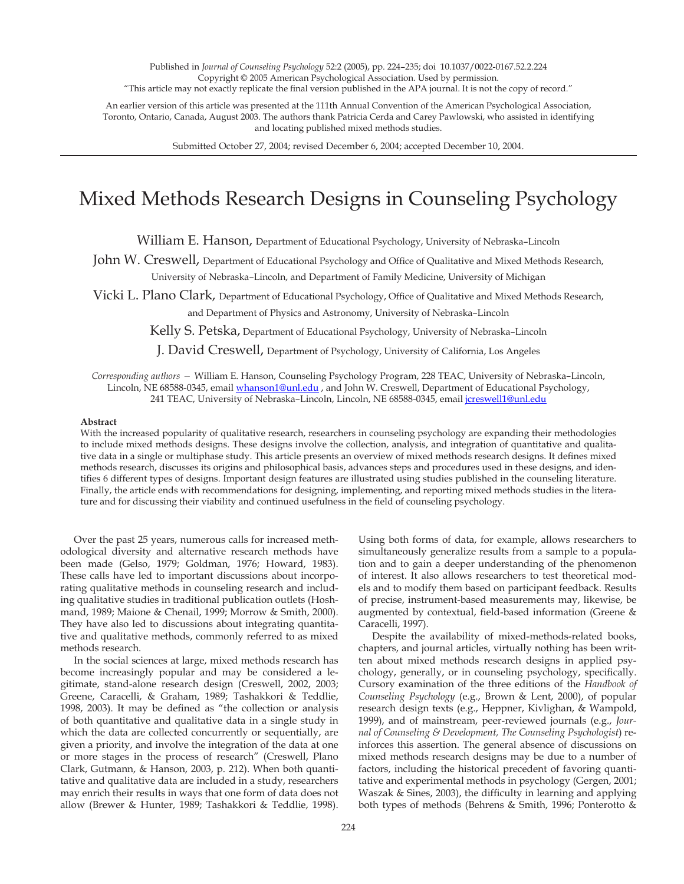Published in *Journal of Counseling Psychology* 52:2 (2005), pp. 224–235; doi 10.1037/0022-0167.52.2.224
Copyright © 2005 American Psychological Association. Used by permission.
"This article may not exactly replicate the final version published in the APA journal. It is not the copy of record."

An earlier version of this article was presented at the 111th Annual Convention of the American Psychological Association, Toronto, Ontario, Canada, August 2003. The authors thank Patricia Cerda and Carey Pawlowski, who assisted in identifying and locating published mixed methods studies.

Submitted October 27, 2004; revised December 6, 2004; accepted December 10, 2004.

# Mixed Methods Research Designs in Counseling Psychology

William E. Hanson, Department of Educational Psychology, University of Nebraska–Lincoln

John W. Creswell, Department of Educational Psychology and Office of Qualitative and Mixed Methods Research, University of Nebraska–Lincoln, and Department of Family Medicine, University of Michigan

Vicki L. Plano Clark, Department of Educational Psychology, Office of Qualitative and Mixed Methods Research, and Department of Physics and Astronomy, University of Nebraska–Lincoln

Kelly S. Petska, Department of Educational Psychology, University of Nebraska–Lincoln

J. David Creswell, Department of Psychology, University of California, Los Angeles

*Corresponding authors* — William E. Hanson, Counseling Psychology Program, 228 TEAC, University of Nebraska–Lincoln, Lincoln, NE 68588-0345, email whanson1@unl.edu , and John W. Creswell, Department of Educational Psychology, 241 TEAC, University of Nebraska–Lincoln, Lincoln, NE 68588-0345, email jcreswell1@unl.edu

**Abstract**

With the increased popularity of qualitative research, researchers in counseling psychology are expanding their methodologies to include mixed methods designs. These designs involve the collection, analysis, and integration of quantitative and qualitative data in a single or multiphase study. This article presents an overview of mixed methods research designs. It defines mixed methods research, discusses its origins and philosophical basis, advances steps and procedures used in these designs, and identifies 6 different types of designs. Important design features are illustrated using studies published in the counseling literature. Finally, the article ends with recommendations for designing, implementing, and reporting mixed methods studies in the literature and for discussing their viability and continued usefulness in the field of counseling psychology.

Over the past 25 years, numerous calls for increased methodological diversity and alternative research methods have been made (Gelso, 1979; Goldman, 1976; Howard, 1983). These calls have led to important discussions about incorporating qualitative methods in counseling research and including qualitative studies in traditional publication outlets (Hoshmand, 1989; Maione & Chenail, 1999; Morrow & Smith, 2000). They have also led to discussions about integrating quantitative and qualitative methods, commonly referred to as mixed methods research.

In the social sciences at large, mixed methods research has become increasingly popular and may be considered a legitimate, stand-alone research design (Creswell, 2002, 2003; Greene, Caracelli, & Graham, 1989; Tashakkori & Teddlie, 1998, 2003). It may be defined as "the collection or analysis of both quantitative and qualitative data in a single study in which the data are collected concurrently or sequentially, are given a priority, and involve the integration of the data at one or more stages in the process of research" (Creswell, Plano Clark, Gutmann, & Hanson, 2003, p. 212). When both quantitative and qualitative data are included in a study, researchers may enrich their results in ways that one form of data does not allow (Brewer & Hunter, 1989; Tashakkori & Teddlie, 1998). Using both forms of data, for example, allows researchers to simultaneously generalize results from a sample to a population and to gain a deeper understanding of the phenomenon of interest. It also allows researchers to test theoretical models and to modify them based on participant feedback. Results of precise, instrument-based measurements may, likewise, be augmented by contextual, field-based information (Greene & Caracelli, 1997).

Despite the availability of mixed-methods-related books, chapters, and journal articles, virtually nothing has been written about mixed methods research designs in applied psychology, generally, or in counseling psychology, specifically. Cursory examination of the three editions of the *Handbook of Counseling Psychology* (e.g., Brown & Lent, 2000), of popular research design texts (e.g., Heppner, Kivlighan, & Wampold, 1999), and of mainstream, peer-reviewed journals (e.g., *Journal of Counseling & Development, The Counseling Psychologist*) reinforces this assertion. The general absence of discussions on mixed methods research designs may be due to a number of factors, including the historical precedent of favoring quantitative and experimental methods in psychology (Gergen, 2001; Waszak & Sines, 2003), the difficulty in learning and applying both types of methods (Behrens & Smith, 1996; Ponterotto &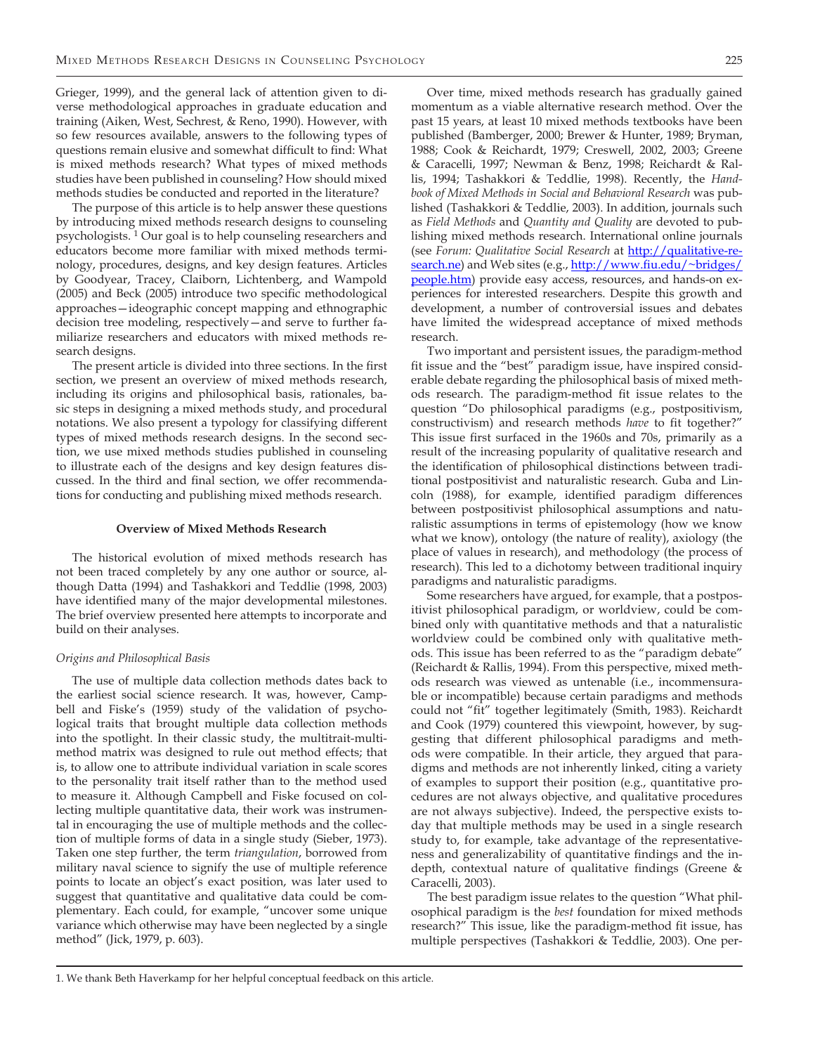Grieger, 1999), and the general lack of attention given to diverse methodological approaches in graduate education and training (Aiken, West, Sechrest, & Reno, 1990). However, with so few resources available, answers to the following types of questions remain elusive and somewhat difficult to find: What is mixed methods research? What types of mixed methods studies have been published in counseling? How should mixed methods studies be conducted and reported in the literature?

The purpose of this article is to help answer these questions by introducing mixed methods research designs to counseling psychologists. [1] Our goal is to help counseling researchers and educators become more familiar with mixed methods terminology, procedures, designs, and key design features. Articles by Goodyear, Tracey, Claiborn, Lichtenberg, and Wampold (2005) and Beck (2005) introduce two specific methodological approaches—ideographic concept mapping and ethnographic decision tree modeling, respectively—and serve to further familiarize researchers and educators with mixed methods research designs.

The present article is divided into three sections. In the first section, we present an overview of mixed methods research, including its origins and philosophical basis, rationales, basic steps in designing a mixed methods study, and procedural notations. We also present a typology for classifying different types of mixed methods research designs. In the second section, we use mixed methods studies published in counseling to illustrate each of the designs and key design features discussed. In the third and final section, we offer recommendations for conducting and publishing mixed methods research.

## Overview of Mixed Methods Research

The historical evolution of mixed methods research has not been traced completely by any one author or source, although Datta (1994) and Tashakkori and Teddlie (1998, 2003) have identified many of the major developmental milestones. The brief overview presented here attempts to incorporate and build on their analyses.

### *Origins and Philosophical Basis*

The use of multiple data collection methods dates back to the earliest social science research. It was, however, Campbell and Fiske's (1959) study of the validation of psychological traits that brought multiple data collection methods into the spotlight. In their classic study, the multitrait-multimethod matrix was designed to rule out method effects; that is, to allow one to attribute individual variation in scale scores to the personality trait itself rather than to the method used to measure it. Although Campbell and Fiske focused on collecting multiple quantitative data, their work was instrumental in encouraging the use of multiple methods and the collection of multiple forms of data in a single study (Sieber, 1973). Taken one step further, the term *triangulation*, borrowed from military naval science to signify the use of multiple reference points to locate an object's exact position, was later used to suggest that quantitative and qualitative data could be complementary. Each could, for example, "uncover some unique variance which otherwise may have been neglected by a single method" (Jick, 1979, p. 603).

Over time, mixed methods research has gradually gained momentum as a viable alternative research method. Over the past 15 years, at least 10 mixed methods textbooks have been published (Bamberger, 2000; Brewer & Hunter, 1989; Bryman, 1988; Cook & Reichardt, 1979; Creswell, 2002, 2003; Greene & Caracelli, 1997; Newman & Benz, 1998; Reichardt & Rallis, 1994; Tashakkori & Teddlie, 1998). Recently, the *Handbook of Mixed Methods in Social and Behavioral Research* was published (Tashakkori & Teddlie, 2003). In addition, journals such as *Field Methods* and *Quantity and Quality* are devoted to publishing mixed methods research. International online journals (see *Forum: Qualitative Social Research* at http://qualitative-research.ne) and Web sites (e.g., http://www.fiu.edu/~bridges/people.htm) provide easy access, resources, and hands-on experiences for interested researchers. Despite this growth and development, a number of controversial issues and debates have limited the widespread acceptance of mixed methods research.

Two important and persistent issues, the paradigm-method fit issue and the "best" paradigm issue, have inspired considerable debate regarding the philosophical basis of mixed methods research. The paradigm-method fit issue relates to the question "Do philosophical paradigms (e.g., postpositivism, constructivism) and research methods *have* to fit together?" This issue first surfaced in the 1960s and 70s, primarily as a result of the increasing popularity of qualitative research and the identification of philosophical distinctions between traditional postpositivist and naturalistic research. Guba and Lincoln (1988), for example, identified paradigm differences between postpositivist philosophical assumptions and naturalistic assumptions in terms of epistemology (how we know what we know), ontology (the nature of reality), axiology (the place of values in research), and methodology (the process of research). This led to a dichotomy between traditional inquiry paradigms and naturalistic paradigms.

Some researchers have argued, for example, that a postpositivist philosophical paradigm, or worldview, could be combined only with quantitative methods and that a naturalistic worldview could be combined only with qualitative methods. This issue has been referred to as the "paradigm debate" (Reichardt & Rallis, 1994). From this perspective, mixed methods research was viewed as untenable (i.e., incommensurable or incompatible) because certain paradigms and methods could not "fit" together legitimately (Smith, 1983). Reichardt and Cook (1979) countered this viewpoint, however, by suggesting that different philosophical paradigms and methods were compatible. In their article, they argued that paradigms and methods are not inherently linked, citing a variety of examples to support their position (e.g., quantitative procedures are not always objective, and qualitative procedures are not always subjective). Indeed, the perspective exists today that multiple methods may be used in a single research study to, for example, take advantage of the representativeness and generalizability of quantitative findings and the in-depth, contextual nature of qualitative findings (Greene & Caracelli, 2003).

The best paradigm issue relates to the question "What philosophical paradigm is the *best* foundation for mixed methods research?" This issue, like the paradigm-method fit issue, has multiple perspectives (Tashakkori & Teddlie, 2003). One per-

1. We thank Beth Haverkamp for her helpful conceptual feedback on this article.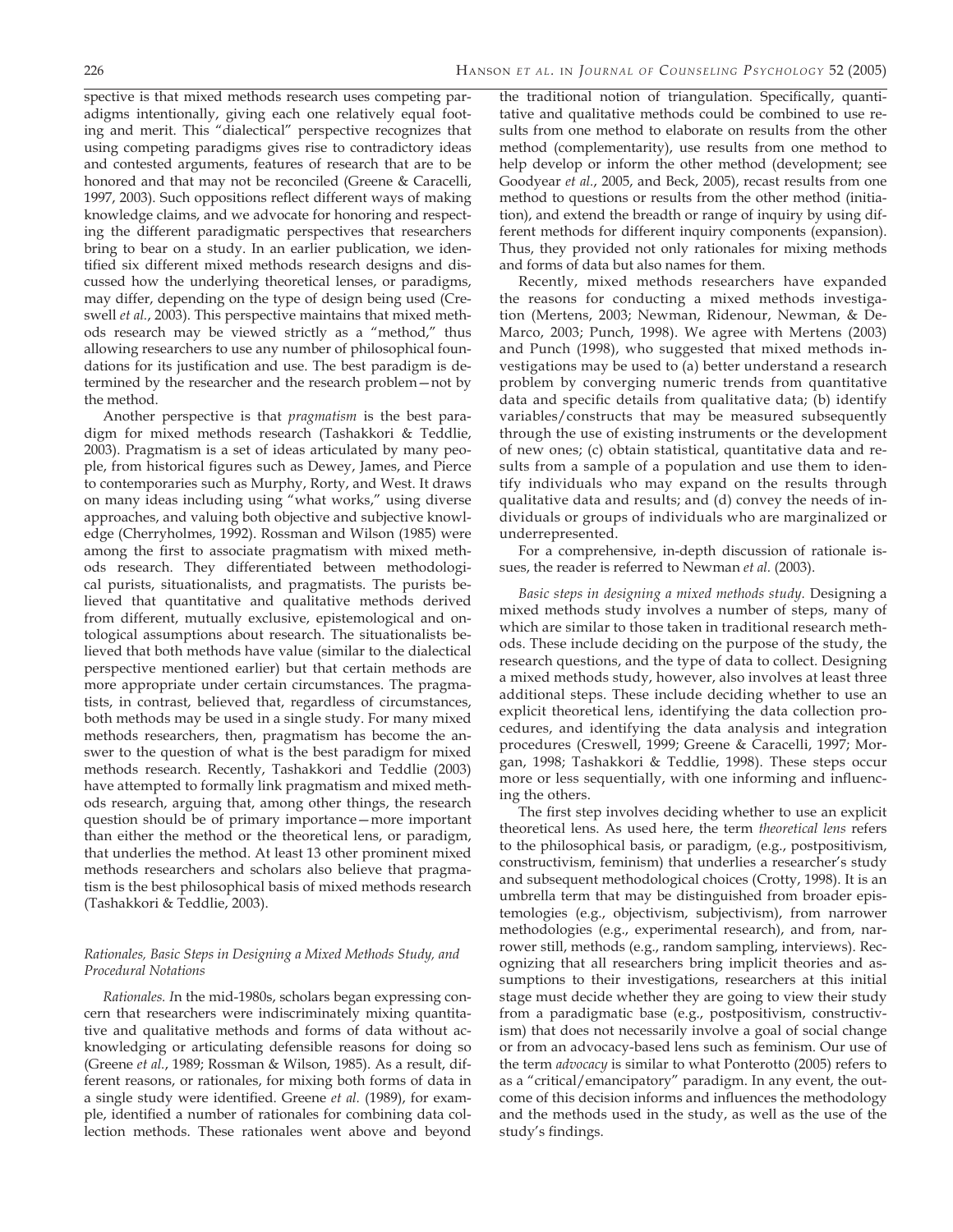spective is that mixed methods research uses competing paradigms intentionally, giving each one relatively equal footing and merit. This "dialectical" perspective recognizes that using competing paradigms gives rise to contradictory ideas and contested arguments, features of research that are to be honored and that may not be reconciled (Greene & Caracelli, 1997, 2003). Such oppositions reflect different ways of making knowledge claims, and we advocate for honoring and respecting the different paradigmatic perspectives that researchers bring to bear on a study. In an earlier publication, we identified six different mixed methods research designs and discussed how the underlying theoretical lenses, or paradigms, may differ, depending on the type of design being used (Creswell *et al.*, 2003). This perspective maintains that mixed methods research may be viewed strictly as a "method," thus allowing researchers to use any number of philosophical foundations for its justification and use. The best paradigm is determined by the researcher and the research problem—not by the method.

Another perspective is that *pragmatism* is the best paradigm for mixed methods research (Tashakkori & Teddlie, 2003). Pragmatism is a set of ideas articulated by many people, from historical figures such as Dewey, James, and Pierce to contemporaries such as Murphy, Rorty, and West. It draws on many ideas including using "what works," using diverse approaches, and valuing both objective and subjective knowledge (Cherryholmes, 1992). Rossman and Wilson (1985) were among the first to associate pragmatism with mixed methods research. They differentiated between methodological purists, situationalists, and pragmatists. The purists believed that quantitative and qualitative methods derived from different, mutually exclusive, epistemological and ontological assumptions about research. The situationalists believed that both methods have value (similar to the dialectical perspective mentioned earlier) but that certain methods are more appropriate under certain circumstances. The pragmatists, in contrast, believed that, regardless of circumstances, both methods may be used in a single study. For many mixed methods researchers, then, pragmatism has become the answer to the question of what is the best paradigm for mixed methods research. Recently, Tashakkori and Teddlie (2003) have attempted to formally link pragmatism and mixed methods research, arguing that, among other things, the research question should be of primary importance—more important than either the method or the theoretical lens, or paradigm, that underlies the method. At least 13 other prominent mixed methods researchers and scholars also believe that pragmatism is the best philosophical basis of mixed methods research (Tashakkori & Teddlie, 2003).

### *Rationales, Basic Steps in Designing a Mixed Methods Study, and Procedural Notations*

*Rationales.* In the mid-1980s, scholars began expressing concern that researchers were indiscriminately mixing quantitative and qualitative methods and forms of data without acknowledging or articulating defensible reasons for doing so (Greene *et al.*, 1989; Rossman & Wilson, 1985). As a result, different reasons, or rationales, for mixing both forms of data in a single study were identified. Greene *et al.* (1989), for example, identified a number of rationales for combining data collection methods. These rationales went above and beyond the traditional notion of triangulation. Specifically, quantitative and qualitative methods could be combined to use results from one method to elaborate on results from the other method (complementarity), use results from one method to help develop or inform the other method (development; see Goodyear *et al.*, 2005, and Beck, 2005), recast results from one method to questions or results from the other method (initiation), and extend the breadth or range of inquiry by using different methods for different inquiry components (expansion). Thus, they provided not only rationales for mixing methods and forms of data but also names for them.

Recently, mixed methods researchers have expanded the reasons for conducting a mixed methods investigation (Mertens, 2003; Newman, Ridenour, Newman, & DeMarco, 2003; Punch, 1998). We agree with Mertens (2003) and Punch (1998), who suggested that mixed methods investigations may be used to (a) better understand a research problem by converging numeric trends from quantitative data and specific details from qualitative data; (b) identify variables/constructs that may be measured subsequently through the use of existing instruments or the development of new ones; (c) obtain statistical, quantitative data and results from a sample of a population and use them to identify individuals who may expand on the results through qualitative data and results; and (d) convey the needs of individuals or groups of individuals who are marginalized or underrepresented.

For a comprehensive, in-depth discussion of rationale issues, the reader is referred to Newman *et al.* (2003).

*Basic steps in designing a mixed methods study.* Designing a mixed methods study involves a number of steps, many of which are similar to those taken in traditional research methods. These include deciding on the purpose of the study, the research questions, and the type of data to collect. Designing a mixed methods study, however, also involves at least three additional steps. These include deciding whether to use an explicit theoretical lens, identifying the data collection procedures, and identifying the data analysis and integration procedures (Creswell, 1999; Greene & Caracelli, 1997; Morgan, 1998; Tashakkori & Teddlie, 1998). These steps occur more or less sequentially, with one informing and influencing the others.

The first step involves deciding whether to use an explicit theoretical lens. As used here, the term *theoretical lens* refers to the philosophical basis, or paradigm, (e.g., postpositivism, constructivism, feminism) that underlies a researcher's study and subsequent methodological choices (Crotty, 1998). It is an umbrella term that may be distinguished from broader epistemologies (e.g., objectivism, subjectivism), from narrower methodologies (e.g., experimental research), and from, narrower still, methods (e.g., random sampling, interviews). Recognizing that all researchers bring implicit theories and assumptions to their investigations, researchers at this initial stage must decide whether they are going to view their study from a paradigmatic base (e.g., postpositivism, constructivism) that does not necessarily involve a goal of social change or from an advocacy-based lens such as feminism. Our use of the term *advocacy* is similar to what Ponterotto (2005) refers to as a "critical/emancipatory" paradigm. In any event, the outcome of this decision informs and influences the methodology and the methods used in the study, as well as the use of the study's findings.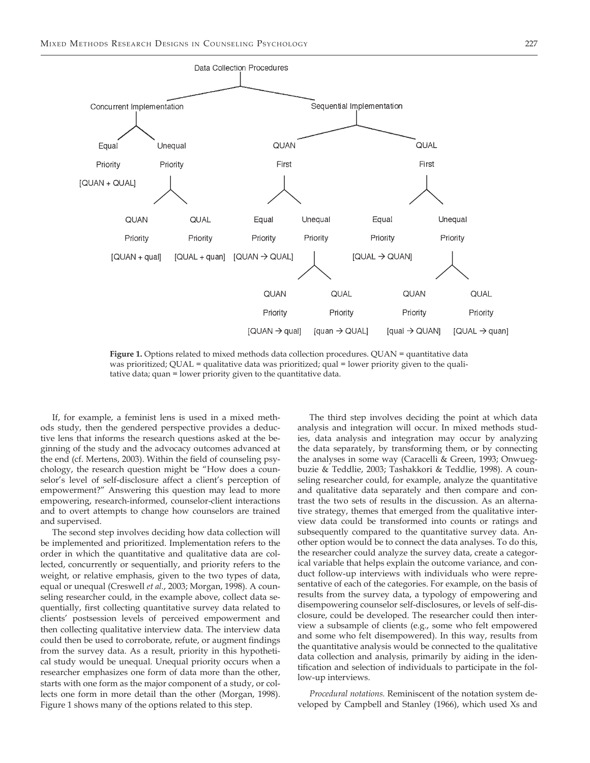- Data Collection Procedures
  - Concurrent Implementation
    - Equal Priority [QUAN + QUAL]
    - Unequal Priority
      - QUAN Priority [QUAN + qual]
      - QUAL Priority [QUAL + quan]
  - Sequential Implementation
    - QUAN First
      - Equal Priority [QUAN → QUAL]
      - Unequal Priority
        - QUAN Priority [QUAN → qual]
        - QUAL Priority [quan → QUAL]
    - QUAL First
      - Equal Priority [QUAL → QUAN]
      - Unequal Priority
        - QUAN Priority [qual → QUAN]
        - QUAL Priority [QUAL → quan]

**Figure 1.** Options related to mixed methods data collection procedures. QUAN = quantitative data was prioritized; QUAL = qualitative data was prioritized; qual = lower priority given to the qualitative data; quan = lower priority given to the quantitative data.

If, for example, a feminist lens is used in a mixed methods study, then the gendered perspective provides a deductive lens that informs the research questions asked at the beginning of the study and the advocacy outcomes advanced at the end (cf. Mertens, 2003). Within the field of counseling psychology, the research question might be "How does a counselor's level of self-disclosure affect a client's perception of empowerment?" Answering this question may lead to more empowering, research-informed, counselor-client interactions and to overt attempts to change how counselors are trained and supervised.

The second step involves deciding how data collection will be implemented and prioritized. Implementation refers to the order in which the quantitative and qualitative data are collected, concurrently or sequentially, and priority refers to the weight, or relative emphasis, given to the two types of data, equal or unequal (Creswell *et al.*, 2003; Morgan, 1998). A counseling researcher could, in the example above, collect data sequentially, first collecting quantitative survey data related to clients' postsession levels of perceived empowerment and then collecting qualitative interview data. The interview data could then be used to corroborate, refute, or augment findings from the survey data. As a result, priority in this hypothetical study would be unequal. Unequal priority occurs when a researcher emphasizes one form of data more than the other, starts with one form as the major component of a study, or collects one form in more detail than the other (Morgan, 1998). Figure 1 shows many of the options related to this step.

The third step involves deciding the point at which data analysis and integration will occur. In mixed methods studies, data analysis and integration may occur by analyzing the data separately, by transforming them, or by connecting the analyses in some way (Caracelli & Green, 1993; Onwuegbuzie & Teddlie, 2003; Tashakkori & Teddlie, 1998). A counseling researcher could, for example, analyze the quantitative and qualitative data separately and then compare and contrast the two sets of results in the discussion. As an alternative strategy, themes that emerged from the qualitative interview data could be transformed into counts or ratings and subsequently compared to the quantitative survey data. Another option would be to connect the data analyses. To do this, the researcher could analyze the survey data, create a categorical variable that helps explain the outcome variance, and conduct follow-up interviews with individuals who were representative of each of the categories. For example, on the basis of results from the survey data, a typology of empowering and disempowering counselor self-disclosures, or levels of self-disclosure, could be developed. The researcher could then interview a subsample of clients (e.g., some who felt empowered and some who felt disempowered). In this way, results from the quantitative analysis would be connected to the qualitative data collection and analysis, primarily by aiding in the identification and selection of individuals to participate in the follow-up interviews.

*Procedural notations.* Reminiscent of the notation system developed by Campbell and Stanley (1966), which used Xs and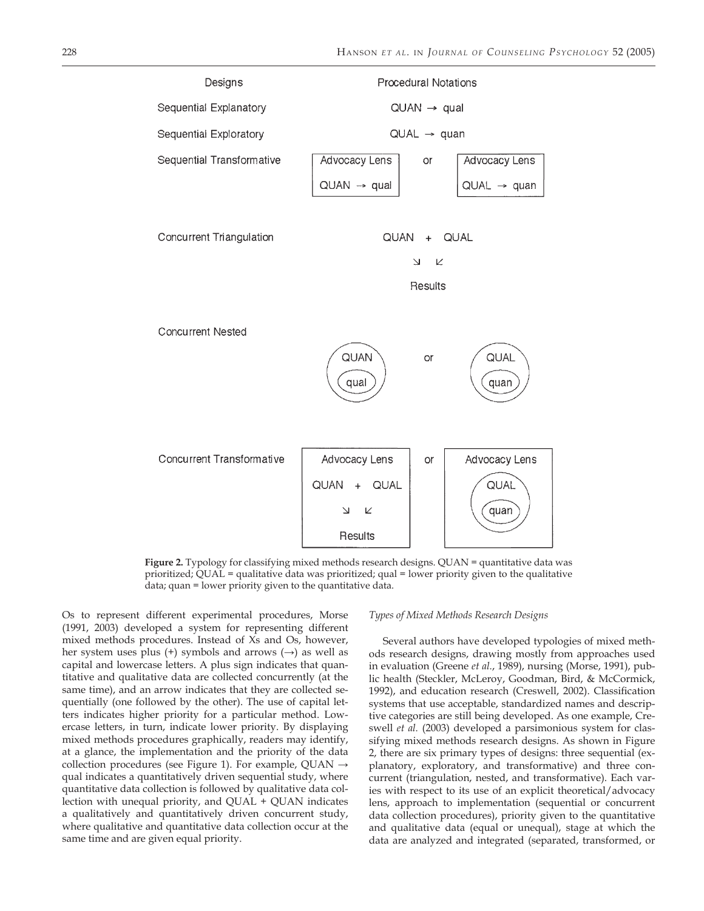| Designs | Procedural Notations |
| --- | --- |
| Sequential Explanatory | QUAN → qual |
| Sequential Exploratory | QUAL → quan |
| Sequential Transformative | [Advocacy Lens: QUAN → qual] or [Advocacy Lens: QUAL → quan] |
| Concurrent Triangulation | QUAN + QUAL ↘ ↙ Results |
| Concurrent Nested | (QUAN (qual)) or (QUAL (quan)) |
| Concurrent Transformative | [Advocacy Lens: QUAN + QUAL ↘ ↙ Results] or [Advocacy Lens: (QUAL (quan))] |

**Figure 2.** Typology for classifying mixed methods research designs. QUAN = quantitative data was prioritized; QUAL = qualitative data was prioritized; qual = lower priority given to the qualitative data; quan = lower priority given to the quantitative data.

Os to represent different experimental procedures, Morse (1991, 2003) developed a system for representing different mixed methods procedures. Instead of Xs and Os, however, her system uses plus (+) symbols and arrows (→) as well as capital and lowercase letters. A plus sign indicates that quantitative and qualitative data are collected concurrently (at the same time), and an arrow indicates that they are collected sequentially (one followed by the other). The use of capital letters indicates higher priority for a particular method. Lowercase letters, in turn, indicate lower priority. By displaying mixed methods procedures graphically, readers may identify, at a glance, the implementation and the priority of the data collection procedures (see Figure 1). For example, QUAN → qual indicates a quantitatively driven sequential study, where quantitative data collection is followed by qualitative data collection with unequal priority, and QUAL + QUAN indicates a qualitatively and quantitatively driven concurrent study, where qualitative and quantitative data collection occur at the same time and are given equal priority.

*Types of Mixed Methods Research Designs*

Several authors have developed typologies of mixed methods research designs, drawing mostly from approaches used in evaluation (Greene *et al.*, 1989), nursing (Morse, 1991), public health (Steckler, McLeroy, Goodman, Bird, & McCormick, 1992), and education research (Creswell, 2002). Classification systems that use acceptable, standardized names and descriptive categories are still being developed. As one example, Creswell *et al.* (2003) developed a parsimonious system for classifying mixed methods research designs. As shown in Figure 2, there are six primary types of designs: three sequential (explanatory, exploratory, and transformative) and three concurrent (triangulation, nested, and transformative). Each varies with respect to its use of an explicit theoretical/advocacy lens, approach to implementation (sequential or concurrent data collection procedures), priority given to the quantitative and qualitative data (equal or unequal), stage at which the data are analyzed and integrated (separated, transformed, or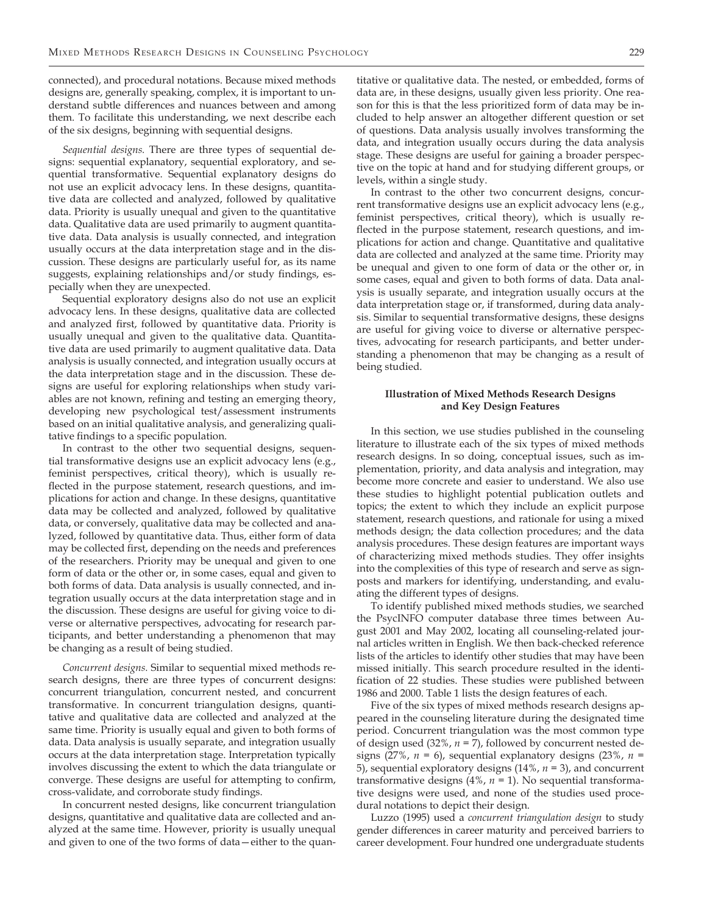connected), and procedural notations. Because mixed methods designs are, generally speaking, complex, it is important to understand subtle differences and nuances between and among them. To facilitate this understanding, we next describe each of the six designs, beginning with sequential designs.

*Sequential designs.* There are three types of sequential designs: sequential explanatory, sequential exploratory, and sequential transformative. Sequential explanatory designs do not use an explicit advocacy lens. In these designs, quantitative data are collected and analyzed, followed by qualitative data. Priority is usually unequal and given to the quantitative data. Qualitative data are used primarily to augment quantitative data. Data analysis is usually connected, and integration usually occurs at the data interpretation stage and in the discussion. These designs are particularly useful for, as its name suggests, explaining relationships and/or study findings, especially when they are unexpected.

Sequential exploratory designs also do not use an explicit advocacy lens. In these designs, qualitative data are collected and analyzed first, followed by quantitative data. Priority is usually unequal and given to the qualitative data. Quantitative data are used primarily to augment qualitative data. Data analysis is usually connected, and integration usually occurs at the data interpretation stage and in the discussion. These designs are useful for exploring relationships when study variables are not known, refining and testing an emerging theory, developing new psychological test/assessment instruments based on an initial qualitative analysis, and generalizing qualitative findings to a specific population.

In contrast to the other two sequential designs, sequential transformative designs use an explicit advocacy lens (e.g., feminist perspectives, critical theory), which is usually reflected in the purpose statement, research questions, and implications for action and change. In these designs, quantitative data may be collected and analyzed, followed by qualitative data, or conversely, qualitative data may be collected and analyzed, followed by quantitative data. Thus, either form of data may be collected first, depending on the needs and preferences of the researchers. Priority may be unequal and given to one form of data or the other or, in some cases, equal and given to both forms of data. Data analysis is usually connected, and integration usually occurs at the data interpretation stage and in the discussion. These designs are useful for giving voice to diverse or alternative perspectives, advocating for research participants, and better understanding a phenomenon that may be changing as a result of being studied.

*Concurrent designs.* Similar to sequential mixed methods research designs, there are three types of concurrent designs: concurrent triangulation, concurrent nested, and concurrent transformative. In concurrent triangulation designs, quantitative and qualitative data are collected and analyzed at the same time. Priority is usually equal and given to both forms of data. Data analysis is usually separate, and integration usually occurs at the data interpretation stage. Interpretation typically involves discussing the extent to which the data triangulate or converge. These designs are useful for attempting to confirm, cross-validate, and corroborate study findings.

In concurrent nested designs, like concurrent triangulation designs, quantitative and qualitative data are collected and analyzed at the same time. However, priority is usually unequal and given to one of the two forms of data—either to the quantitative or qualitative data. The nested, or embedded, forms of data are, in these designs, usually given less priority. One reason for this is that the less prioritized form of data may be included to help answer an altogether different question or set of questions. Data analysis usually involves transforming the data, and integration usually occurs during the data analysis stage. These designs are useful for gaining a broader perspective on the topic at hand and for studying different groups, or levels, within a single study.

In contrast to the other two concurrent designs, concurrent transformative designs use an explicit advocacy lens (e.g., feminist perspectives, critical theory), which is usually reflected in the purpose statement, research questions, and implications for action and change. Quantitative and qualitative data are collected and analyzed at the same time. Priority may be unequal and given to one form of data or the other or, in some cases, equal and given to both forms of data. Data analysis is usually separate, and integration usually occurs at the data interpretation stage or, if transformed, during data analysis. Similar to sequential transformative designs, these designs are useful for giving voice to diverse or alternative perspectives, advocating for research participants, and better understanding a phenomenon that may be changing as a result of being studied.

### Illustration of Mixed Methods Research Designs and Key Design Features

In this section, we use studies published in the counseling literature to illustrate each of the six types of mixed methods research designs. In so doing, conceptual issues, such as implementation, priority, and data analysis and integration, may become more concrete and easier to understand. We also use these studies to highlight potential publication outlets and topics; the extent to which they include an explicit purpose statement, research questions, and rationale for using a mixed methods design; the data collection procedures; and the data analysis procedures. These design features are important ways of characterizing mixed methods studies. They offer insights into the complexities of this type of research and serve as signposts and markers for identifying, understanding, and evaluating the different types of designs.

To identify published mixed methods studies, we searched the PsycINFO computer database three times between August 2001 and May 2002, locating all counseling-related journal articles written in English. We then back-checked reference lists of the articles to identify other studies that may have been missed initially. This search procedure resulted in the identification of 22 studies. These studies were published between 1986 and 2000. Table 1 lists the design features of each.

Five of the six types of mixed methods research designs appeared in the counseling literature during the designated time period. Concurrent triangulation was the most common type of design used (32%, $n$ = 7), followed by concurrent nested designs (27%, $n$ = 6), sequential explanatory designs (23%, $n$ = 5), sequential exploratory designs (14%, $n$ = 3), and concurrent transformative designs (4%, $n$ = 1). No sequential transformative designs were used, and none of the studies used procedural notations to depict their design.

Luzzo (1995) used a *concurrent triangulation design* to study gender differences in career maturity and perceived barriers to career development. Four hundred one undergraduate students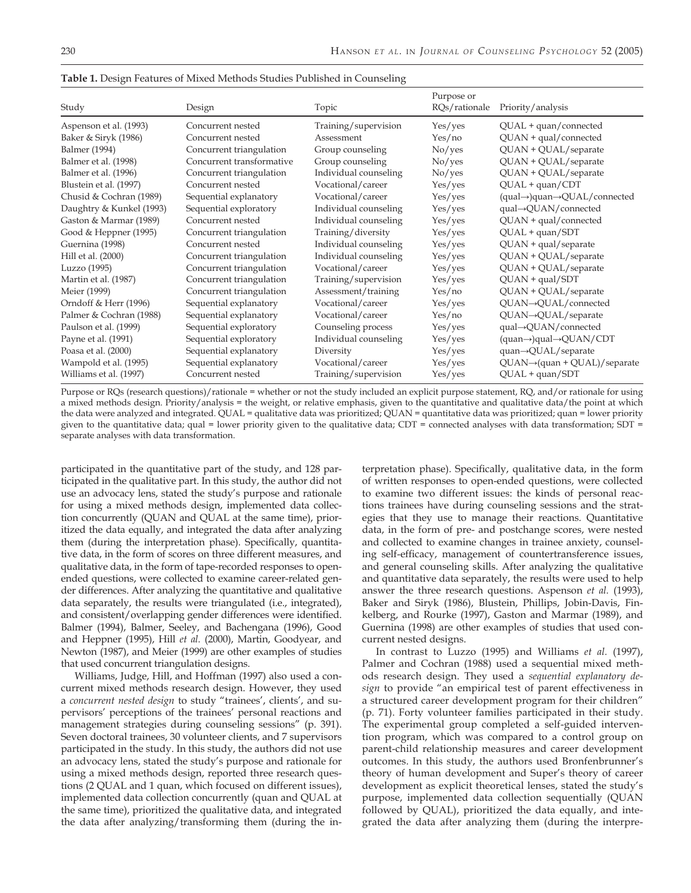**Table 1.** Design Features of Mixed Methods Studies Published in Counseling

| Study | Design | Topic | Purpose or RQs/rationale | Priority/analysis |
|---|---|---|---|---|
| Aspenson et al. (1993) | Concurrent nested | Training/supervision | Yes/yes | QUAL + quan/connected |
| Baker & Siryk (1986) | Concurrent nested | Assessment | Yes/no | QUAN + qual/connected |
| Balmer (1994) | Concurrent triangulation | Group counseling | No/yes | QUAN + QUAL/separate |
| Balmer et al. (1998) | Concurrent transformative | Group counseling | No/yes | QUAN + QUAL/separate |
| Balmer et al. (1996) | Concurrent triangulation | Individual counseling | No/yes | QUAN + QUAL/separate |
| Blustein et al. (1997) | Concurrent nested | Vocational/career | Yes/yes | QUAL + quan/CDT |
| Chusid & Cochran (1989) | Sequential explanatory | Vocational/career | Yes/yes | (qual→)quan→QUAL/connected |
| Daughtry & Kunkel (1993) | Sequential exploratory | Individual counseling | Yes/yes | qual→QUAN/connected |
| Gaston & Marmar (1989) | Concurrent nested | Individual counseling | Yes/yes | QUAN + qual/connected |
| Good & Heppner (1995) | Concurrent triangulation | Training/diversity | Yes/yes | QUAL + quan/SDT |
| Guernina (1998) | Concurrent nested | Individual counseling | Yes/yes | QUAN + qual/separate |
| Hill et al. (2000) | Concurrent triangulation | Individual counseling | Yes/yes | QUAN + QUAL/separate |
| Luzzo (1995) | Concurrent triangulation | Vocational/career | Yes/yes | QUAN + QUAL/separate |
| Martin et al. (1987) | Concurrent triangulation | Training/supervision | Yes/yes | QUAN + qual/SDT |
| Meier (1999) | Concurrent triangulation | Assessment/training | Yes/no | QUAN + QUAL/separate |
| Orndoff & Herr (1996) | Sequential explanatory | Vocational/career | Yes/yes | QUAN→QUAL/connected |
| Palmer & Cochran (1988) | Sequential explanatory | Vocational/career | Yes/no | QUAN→QUAL/separate |
| Paulson et al. (1999) | Sequential exploratory | Counseling process | Yes/yes | qual→QUAN/connected |
| Payne et al. (1991) | Sequential exploratory | Individual counseling | Yes/yes | (quan→)qual→QUAN/CDT |
| Poasa et al. (2000) | Sequential explanatory | Diversity | Yes/yes | quan→QUAL/separate |
| Wampold et al. (1995) | Sequential explanatory | Vocational/career | Yes/yes | QUAN→(quan + QUAL)/separate |
| Williams et al. (1997) | Concurrent nested | Training/supervision | Yes/yes | QUAL + quan/SDT |

Purpose or RQs (research questions)/rationale = whether or not the study included an explicit purpose statement, RQ, and/or rationale for using a mixed methods design. Priority/analysis = the weight, or relative emphasis, given to the quantitative and qualitative data/the point at which the data were analyzed and integrated. QUAL = qualitative data was prioritized; QUAN = quantitative data was prioritized; quan = lower priority given to the quantitative data; qual = lower priority given to the qualitative data; CDT = connected analyses with data transformation; SDT = separate analyses with data transformation.

participated in the quantitative part of the study, and 128 participated in the qualitative part. In this study, the author did not use an advocacy lens, stated the study's purpose and rationale for using a mixed methods design, implemented data collection concurrently (QUAN and QUAL at the same time), prioritized the data equally, and integrated the data after analyzing them (during the interpretation phase). Specifically, quantitative data, in the form of scores on three different measures, and qualitative data, in the form of tape-recorded responses to open-ended questions, were collected to examine career-related gender differences. After analyzing the quantitative and qualitative data separately, the results were triangulated (i.e., integrated), and consistent/overlapping gender differences were identified. Balmer (1994), Balmer, Seeley, and Bachengana (1996), Good and Heppner (1995), Hill *et al.* (2000), Martin, Goodyear, and Newton (1987), and Meier (1999) are other examples of studies that used concurrent triangulation designs.

Williams, Judge, Hill, and Hoffman (1997) also used a concurrent mixed methods research design. However, they used a *concurrent nested design* to study "trainees', clients', and supervisors' perceptions of the trainees' personal reactions and management strategies during counseling sessions" (p. 391). Seven doctoral trainees, 30 volunteer clients, and 7 supervisors participated in the study. In this study, the authors did not use an advocacy lens, stated the study's purpose and rationale for using a mixed methods design, reported three research questions (2 QUAL and 1 quan, which focused on different issues), implemented data collection concurrently (quan and QUAL at the same time), prioritized the qualitative data, and integrated the data after analyzing/transforming them (during the interpretation phase). Specifically, qualitative data, in the form of written responses to open-ended questions, were collected to examine two different issues: the kinds of personal reactions trainees have during counseling sessions and the strategies that they use to manage their reactions. Quantitative data, in the form of pre- and postchange scores, were nested and collected to examine changes in trainee anxiety, counseling self-efficacy, management of countertransference issues, and general counseling skills. After analyzing the qualitative and quantitative data separately, the results were used to help answer the three research questions. Aspenson *et al.* (1993), Baker and Siryk (1986), Blustein, Phillips, Jobin-Davis, Finkelberg, and Rourke (1997), Gaston and Marmar (1989), and Guernina (1998) are other examples of studies that used concurrent nested designs.

In contrast to Luzzo (1995) and Williams *et al.* (1997), Palmer and Cochran (1988) used a sequential mixed methods research design. They used a *sequential explanatory design* to provide "an empirical test of parent effectiveness in a structured career development program for their children" (p. 71). Forty volunteer families participated in their study. The experimental group completed a self-guided intervention program, which was compared to a control group on parent-child relationship measures and career development outcomes. In this study, the authors used Bronfenbrunner's theory of human development and Super's theory of career development as explicit theoretical lenses, stated the study's purpose, implemented data collection sequentially (QUAN followed by QUAL), prioritized the data equally, and integrated the data after analyzing them (during the interpre-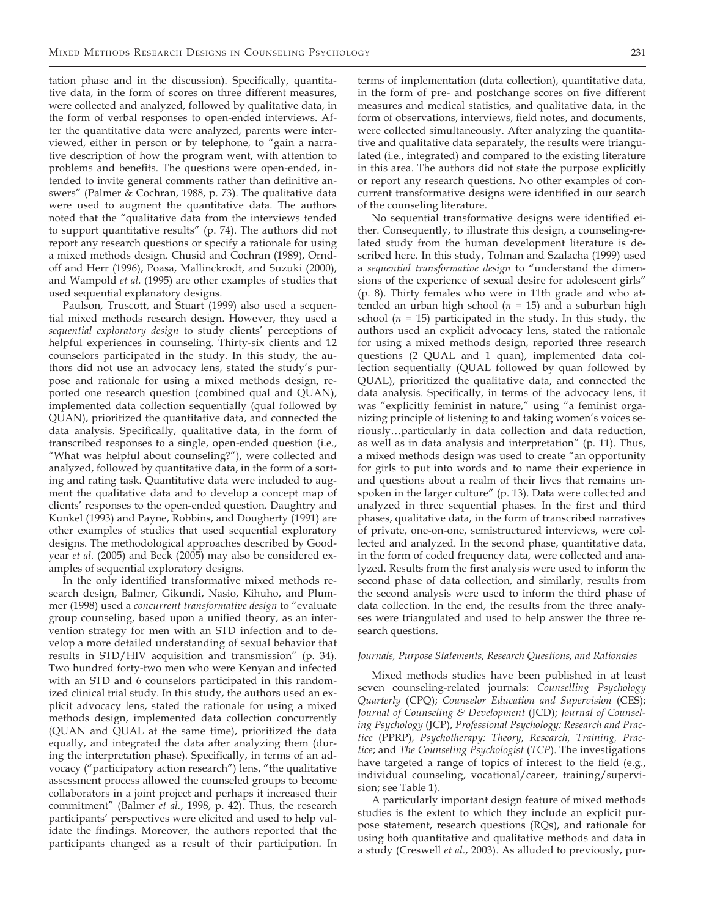tation phase and in the discussion). Specifically, quantitative data, in the form of scores on three different measures, were collected and analyzed, followed by qualitative data, in the form of verbal responses to open-ended interviews. After the quantitative data were analyzed, parents were interviewed, either in person or by telephone, to "gain a narrative description of how the program went, with attention to problems and benefits. The questions were open-ended, intended to invite general comments rather than definitive answers" (Palmer & Cochran, 1988, p. 73). The qualitative data were used to augment the quantitative data. The authors noted that the "qualitative data from the interviews tended to support quantitative results" (p. 74). The authors did not report any research questions or specify a rationale for using a mixed methods design. Chusid and Cochran (1989), Orndoff and Herr (1996), Poasa, Mallinckrodt, and Suzuki (2000), and Wampold *et al.* (1995) are other examples of studies that used sequential explanatory designs.

Paulson, Truscott, and Stuart (1999) also used a sequential mixed methods research design. However, they used a *sequential exploratory design* to study clients' perceptions of helpful experiences in counseling. Thirty-six clients and 12 counselors participated in the study. In this study, the authors did not use an advocacy lens, stated the study's purpose and rationale for using a mixed methods design, reported one research question (combined qual and QUAN), implemented data collection sequentially (qual followed by QUAN), prioritized the quantitative data, and connected the data analysis. Specifically, qualitative data, in the form of transcribed responses to a single, open-ended question (i.e., "What was helpful about counseling?"), were collected and analyzed, followed by quantitative data, in the form of a sorting and rating task. Quantitative data were included to augment the qualitative data and to develop a concept map of clients' responses to the open-ended question. Daughtry and Kunkel (1993) and Payne, Robbins, and Dougherty (1991) are other examples of studies that used sequential exploratory designs. The methodological approaches described by Goodyear *et al.* (2005) and Beck (2005) may also be considered examples of sequential exploratory designs.

In the only identified transformative mixed methods research design, Balmer, Gikundi, Nasio, Kihuho, and Plummer (1998) used a *concurrent transformative design* to "evaluate group counseling, based upon a unified theory, as an intervention strategy for men with an STD infection and to develop a more detailed understanding of sexual behavior that results in STD/HIV acquisition and transmission" (p. 34). Two hundred forty-two men who were Kenyan and infected with an STD and 6 counselors participated in this randomized clinical trial study. In this study, the authors used an explicit advocacy lens, stated the rationale for using a mixed methods design, implemented data collection concurrently (QUAN and QUAL at the same time), prioritized the data equally, and integrated the data after analyzing them (during the interpretation phase). Specifically, in terms of an advocacy ("participatory action research") lens, "the qualitative assessment process allowed the counseled groups to become collaborators in a joint project and perhaps it increased their commitment" (Balmer *et al.*, 1998, p. 42). Thus, the research participants' perspectives were elicited and used to help validate the findings. Moreover, the authors reported that the participants changed as a result of their participation. In terms of implementation (data collection), quantitative data, in the form of pre- and postchange scores on five different measures and medical statistics, and qualitative data, in the form of observations, interviews, field notes, and documents, were collected simultaneously. After analyzing the quantitative and qualitative data separately, the results were triangulated (i.e., integrated) and compared to the existing literature in this area. The authors did not state the purpose explicitly or report any research questions. No other examples of concurrent transformative designs were identified in our search of the counseling literature.

No sequential transformative designs were identified either. Consequently, to illustrate this design, a counseling-related study from the human development literature is described here. In this study, Tolman and Szalacha (1999) used a *sequential transformative design* to "understand the dimensions of the experience of sexual desire for adolescent girls" (p. 8). Thirty females who were in 11th grade and who attended an urban high school ($n$ = 15) and a suburban high school ($n$ = 15) participated in the study. In this study, the authors used an explicit advocacy lens, stated the rationale for using a mixed methods design, reported three research questions (2 QUAL and 1 quan), implemented data collection sequentially (QUAL followed by quan followed by QUAL), prioritized the qualitative data, and connected the data analysis. Specifically, in terms of the advocacy lens, it was "explicitly feminist in nature," using "a feminist organizing principle of listening to and taking women's voices seriously…particularly in data collection and data reduction, as well as in data analysis and interpretation" (p. 11). Thus, a mixed methods design was used to create "an opportunity for girls to put into words and to name their experience in and questions about a realm of their lives that remains unspoken in the larger culture" (p. 13). Data were collected and analyzed in three sequential phases. In the first and third phases, qualitative data, in the form of transcribed narratives of private, one-on-one, semistructured interviews, were collected and analyzed. In the second phase, quantitative data, in the form of coded frequency data, were collected and analyzed. Results from the first analysis were used to inform the second phase of data collection, and similarly, results from the second analysis were used to inform the third phase of data collection. In the end, the results from the three analyses were triangulated and used to help answer the three research questions.

#### *Journals, Purpose Statements, Research Questions, and Rationales*

Mixed methods studies have been published in at least seven counseling-related journals: *Counselling Psychology Quarterly* (CPQ); *Counselor Education and Supervision* (CES); *Journal of Counseling & Development* (JCD); *Journal of Counseling Psychology* (JCP), *Professional Psychology: Research and Practice* (PPRP), *Psychotherapy: Theory, Research, Training, Practice*; and *The Counseling Psychologist* (*TCP*). The investigations have targeted a range of topics of interest to the field (e.g., individual counseling, vocational/career, training/supervision; see Table 1).

A particularly important design feature of mixed methods studies is the extent to which they include an explicit purpose statement, research questions (RQs), and rationale for using both quantitative and qualitative methods and data in a study (Creswell *et al.*, 2003). As alluded to previously, pur-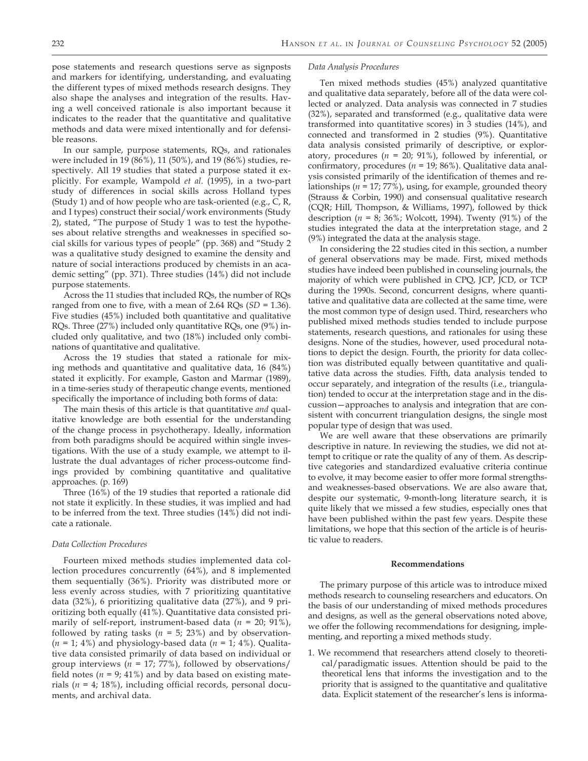pose statements and research questions serve as signposts and markers for identifying, understanding, and evaluating the different types of mixed methods research designs. They also shape the analyses and integration of the results. Having a well conceived rationale is also important because it indicates to the reader that the quantitative and qualitative methods and data were mixed intentionally and for defensible reasons.

In our sample, purpose statements, RQs, and rationales were included in 19 (86%), 11 (50%), and 19 (86%) studies, respectively. All 19 studies that stated a purpose stated it explicitly. For example, Wampold *et al.* (1995), in a two-part study of differences in social skills across Holland types (Study 1) and of how people who are task-oriented (e.g., C, R, and I types) construct their social/work environments (Study 2), stated, "The purpose of Study 1 was to test the hypotheses about relative strengths and weaknesses in specified social skills for various types of people" (pp. 368) and "Study 2 was a qualitative study designed to examine the density and nature of social interactions produced by chemists in an academic setting" (pp. 371). Three studies (14%) did not include purpose statements.

Across the 11 studies that included RQs, the number of RQs ranged from one to five, with a mean of 2.64 RQs (*SD* = 1.36). Five studies (45%) included both quantitative and qualitative RQs. Three (27%) included only quantitative RQs, one (9%) included only qualitative, and two (18%) included only combinations of quantitative and qualitative.

Across the 19 studies that stated a rationale for mixing methods and quantitative and qualitative data, 16 (84%) stated it explicitly. For example, Gaston and Marmar (1989), in a time-series study of therapeutic change events, mentioned specifically the importance of including both forms of data:

The main thesis of this article is that quantitative *and* qualitative knowledge are both essential for the understanding of the change process in psychotherapy. Ideally, information from both paradigms should be acquired within single investigations. With the use of a study example, we attempt to illustrate the dual advantages of richer process-outcome findings provided by combining quantitative and qualitative approaches. (p. 169)

Three (16%) of the 19 studies that reported a rationale did not state it explicitly. In these studies, it was implied and had to be inferred from the text. Three studies (14%) did not indicate a rationale.

### *Data Collection Procedures*

Fourteen mixed methods studies implemented data collection procedures concurrently (64%), and 8 implemented them sequentially (36%). Priority was distributed more or less evenly across studies, with 7 prioritizing quantitative data (32%), 6 prioritizing qualitative data (27%), and 9 prioritizing both equally (41%). Quantitative data consisted primarily of self-report, instrument-based data (*n* = 20; 91%), followed by rating tasks (*n* = 5; 23%) and by observation- (*n* = 1; 4%) and physiology-based data (*n* = 1; 4%). Qualitative data consisted primarily of data based on individual or group interviews (*n* = 17; 77%), followed by observations/field notes (*n* = 9; 41%) and by data based on existing materials (*n* = 4; 18%), including official records, personal documents, and archival data.

### *Data Analysis Procedures*

Ten mixed methods studies (45%) analyzed quantitative and qualitative data separately, before all of the data were collected or analyzed. Data analysis was connected in 7 studies (32%), separated and transformed (e.g., qualitative data were transformed into quantitative scores) in 3 studies (14%), and connected and transformed in 2 studies (9%). Quantitative data analysis consisted primarily of descriptive, or exploratory, procedures (*n* = 20; 91%), followed by inferential, or confirmatory, procedures (*n* = 19; 86%). Qualitative data analysis consisted primarily of the identification of themes and relationships (*n* = 17; 77%), using, for example, grounded theory (Strauss & Corbin, 1990) and consensual qualitative research (CQR; Hill, Thompson, & Williams, 1997), followed by thick description (*n* = 8; 36%; Wolcott, 1994). Twenty (91%) of the studies integrated the data at the interpretation stage, and 2 (9%) integrated the data at the analysis stage.

In considering the 22 studies cited in this section, a number of general observations may be made. First, mixed methods studies have indeed been published in counseling journals, the majority of which were published in CPQ, JCP, JCD, or TCP during the 1990s. Second, concurrent designs, where quantitative and qualitative data are collected at the same time, were the most common type of design used. Third, researchers who published mixed methods studies tended to include purpose statements, research questions, and rationales for using these designs. None of the studies, however, used procedural notations to depict the design. Fourth, the priority for data collection was distributed equally between quantitative and qualitative data across the studies. Fifth, data analysis tended to occur separately, and integration of the results (i.e., triangulation) tended to occur at the interpretation stage and in the discussion—approaches to analysis and integration that are consistent with concurrent triangulation designs, the single most popular type of design that was used.

We are well aware that these observations are primarily descriptive in nature. In reviewing the studies, we did not attempt to critique or rate the quality of any of them. As descriptive categories and standardized evaluative criteria continue to evolve, it may become easier to offer more formal strengths- and weaknesses-based observations. We are also aware that, despite our systematic, 9-month-long literature search, it is quite likely that we missed a few studies, especially ones that have been published within the past few years. Despite these limitations, we hope that this section of the article is of heuristic value to readers.

## Recommendations

The primary purpose of this article was to introduce mixed methods research to counseling researchers and educators. On the basis of our understanding of mixed methods procedures and designs, as well as the general observations noted above, we offer the following recommendations for designing, implementing, and reporting a mixed methods study.

1. We recommend that researchers attend closely to theoretical/paradigmatic issues. Attention should be paid to the theoretical lens that informs the investigation and to the priority that is assigned to the quantitative and qualitative data. Explicit statement of the researcher's lens is informa-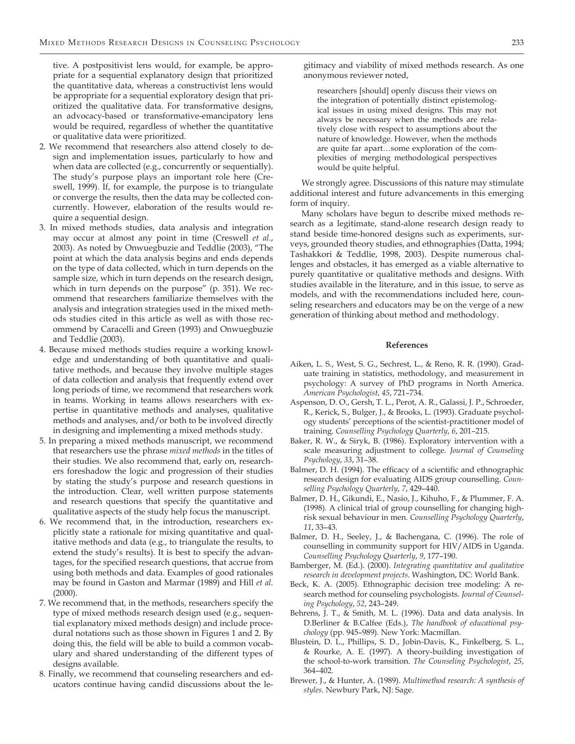tive. A postpositivist lens would, for example, be appropriate for a sequential explanatory design that prioritized the quantitative data, whereas a constructivist lens would be appropriate for a sequential exploratory design that prioritized the qualitative data. For transformative designs, an advocacy-based or transformative-emancipatory lens would be required, regardless of whether the quantitative or qualitative data were prioritized.

2. We recommend that researchers also attend closely to design and implementation issues, particularly to how and when data are collected (e.g., concurrently or sequentially). The study's purpose plays an important role here (Creswell, 1999). If, for example, the purpose is to triangulate or converge the results, then the data may be collected concurrently. However, elaboration of the results would require a sequential design.
3. In mixed methods studies, data analysis and integration may occur at almost any point in time (Creswell *et al.*, 2003). As noted by Onwuegbuzie and Teddlie (2003), "The point at which the data analysis begins and ends depends on the type of data collected, which in turn depends on the sample size, which in turn depends on the research design, which in turn depends on the purpose" (p. 351). We recommend that researchers familiarize themselves with the analysis and integration strategies used in the mixed methods studies cited in this article as well as with those recommend by Caracelli and Green (1993) and Onwuegbuzie and Teddlie (2003).
4. Because mixed methods studies require a working knowledge and understanding of both quantitative and qualitative methods, and because they involve multiple stages of data collection and analysis that frequently extend over long periods of time, we recommend that researchers work in teams. Working in teams allows researchers with expertise in quantitative methods and analyses, qualitative methods and analyses, and/or both to be involved directly in designing and implementing a mixed methods study.
5. In preparing a mixed methods manuscript, we recommend that researchers use the phrase *mixed methods* in the titles of their studies. We also recommend that, early on, researchers foreshadow the logic and progression of their studies by stating the study's purpose and research questions in the introduction. Clear, well written purpose statements and research questions that specify the quantitative and qualitative aspects of the study help focus the manuscript.
6. We recommend that, in the introduction, researchers explicitly state a rationale for mixing quantitative and qualitative methods and data (e.g., to triangulate the results, to extend the study's results). It is best to specify the advantages, for the specified research questions, that accrue from using both methods and data. Examples of good rationales may be found in Gaston and Marmar (1989) and Hill *et al.* (2000).
7. We recommend that, in the methods, researchers specify the type of mixed methods research design used (e.g., sequential explanatory mixed methods design) and include procedural notations such as those shown in Figures 1 and 2. By doing this, the field will be able to build a common vocabulary and shared understanding of the different types of designs available.
8. Finally, we recommend that counseling researchers and educators continue having candid discussions about the legitimacy and viability of mixed methods research. As one anonymous reviewer noted,

> researchers [should] openly discuss their views on the integration of potentially distinct epistemological issues in using mixed designs. This may not always be necessary when the methods are relatively close with respect to assumptions about the nature of knowledge. However, when the methods are quite far apart…some exploration of the complexities of merging methodological perspectives would be quite helpful.

We strongly agree. Discussions of this nature may stimulate additional interest and future advancements in this emerging form of inquiry.

Many scholars have begun to describe mixed methods research as a legitimate, stand-alone research design ready to stand beside time-honored designs such as experiments, surveys, grounded theory studies, and ethnographies (Datta, 1994; Tashakkori & Teddlie, 1998, 2003). Despite numerous challenges and obstacles, it has emerged as a viable alternative to purely quantitative or qualitative methods and designs. With studies available in the literature, and in this issue, to serve as models, and with the recommendations included here, counseling researchers and educators may be on the verge of a new generation of thinking about method and methodology.

## References

Aiken, L. S., West, S. G., Sechrest, L., & Reno, R. R. (1990). Graduate training in statistics, methodology, and measurement in psychology: A survey of PhD programs in North America. *American Psychologist*, *45*, 721–734.

Aspenson, D. O., Gersh, T. L., Perot, A. R., Galassi, J. P., Schroeder, R., Kerick, S., Bulger, J., & Brooks, L. (1993). Graduate psychology students' perceptions of the scientist-practitioner model of training. *Counselling Psychology Quarterly*, *6*, 201–215.

Baker, R. W., & Siryk, B. (1986). Exploratory intervention with a scale measuring adjustment to college. *Journal of Counseling Psychology*, *33*, 31–38.

Balmer, D. H. (1994). The efficacy of a scientific and ethnographic research design for evaluating AIDS group counselling. *Counselling Psychology Quarterly*, *7*, 429–440.

Balmer, D. H., Gikundi, E., Nasio, J., Kihuho, F., & Plummer, F. A. (1998). A clinical trial of group counselling for changing high-risk sexual behaviour in men. *Counselling Psychology Quarterly*, *11*, 33–43.

Balmer, D. H., Seeley, J., & Bachengana, C. (1996). The role of counselling in community support for HIV/AIDS in Uganda. *Counselling Psychology Quarterly*, *9*, 177–190.

Bamberger, M. (Ed.). (2000). *Integrating quantitative and qualitative research in development projects*. Washington, DC: World Bank.

Beck, K. A. (2005). Ethnographic decision tree modeling: A research method for counseling psychologists. *Journal of Counseling Psychology*, *52*, 243–249.

Behrens, J. T., & Smith, M. L. (1996). Data and data analysis. In D.Berliner & B.Calfee (Eds.), *The handbook of educational psychology* (pp. 945–989). New York: Macmillan.

Blustein, D. L., Phillips, S. D., Jobin-Davis, K., Finkelberg, S. L., & Rourke, A. E. (1997). A theory-building investigation of the school-to-work transition. *The Counseling Psychologist*, *25*, 364–402.

Brewer, J., & Hunter, A. (1989). *Multimethod research: A synthesis of styles*. Newbury Park, NJ: Sage.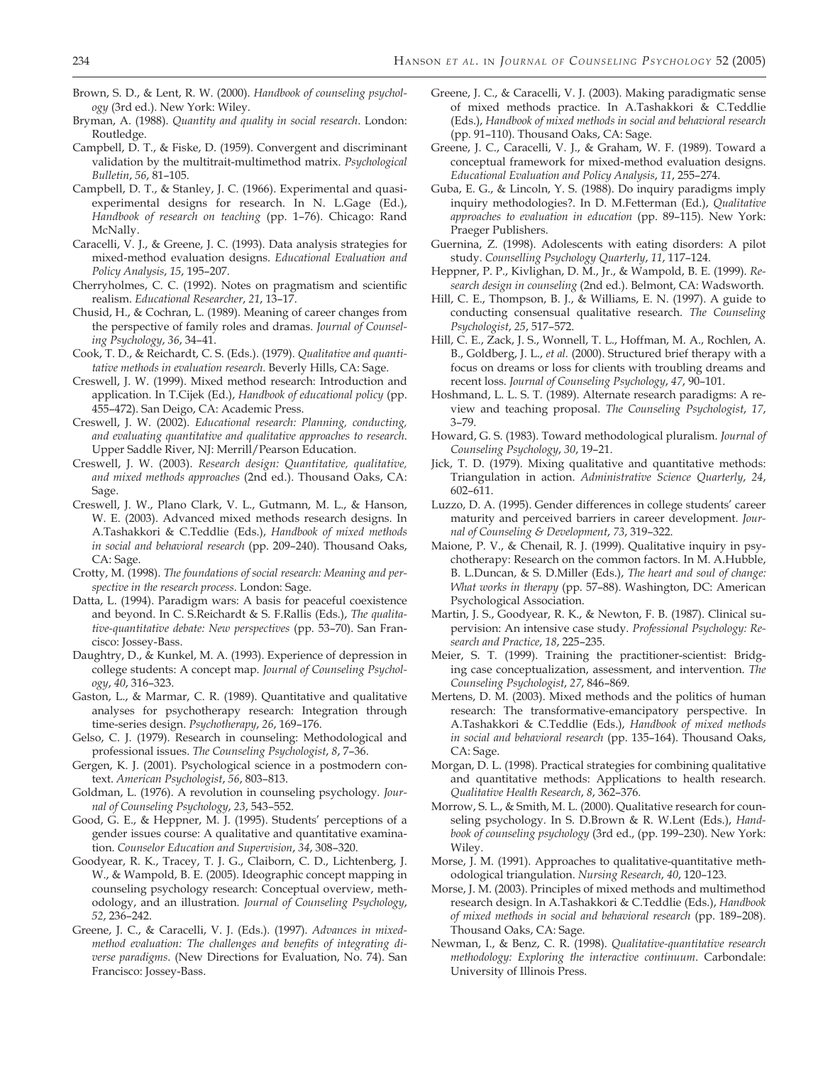Brown, S. D., & Lent, R. W. (2000). *Handbook of counseling psychology* (3rd ed.). New York: Wiley.

Bryman, A. (1988). *Quantity and quality in social research*. London: Routledge.

Campbell, D. T., & Fiske, D. (1959). Convergent and discriminant validation by the multitrait-multimethod matrix. *Psychological Bulletin*, *56*, 81–105.

Campbell, D. T., & Stanley, J. C. (1966). Experimental and quasi-experimental designs for research. In N. L.Gage (Ed.), *Handbook of research on teaching* (pp. 1–76). Chicago: Rand McNally.

Caracelli, V. J., & Greene, J. C. (1993). Data analysis strategies for mixed-method evaluation designs. *Educational Evaluation and Policy Analysis*, *15*, 195–207.

Cherryholmes, C. C. (1992). Notes on pragmatism and scientific realism. *Educational Researcher*, *21*, 13–17.

Chusid, H., & Cochran, L. (1989). Meaning of career changes from the perspective of family roles and dramas. *Journal of Counseling Psychology*, *36*, 34–41.

Cook, T. D., & Reichardt, C. S. (Eds.). (1979). *Qualitative and quantitative methods in evaluation research*. Beverly Hills, CA: Sage.

Creswell, J. W. (1999). Mixed method research: Introduction and application. In T.Cijek (Ed.), *Handbook of educational policy* (pp. 455–472). San Deigo, CA: Academic Press.

Creswell, J. W. (2002). *Educational research: Planning, conducting, and evaluating quantitative and qualitative approaches to research*. Upper Saddle River, NJ: Merrill/Pearson Education.

Creswell, J. W. (2003). *Research design: Quantitative, qualitative, and mixed methods approaches* (2nd ed.). Thousand Oaks, CA: Sage.

Creswell, J. W., Plano Clark, V. L., Gutmann, M. L., & Hanson, W. E. (2003). Advanced mixed methods research designs. In A.Tashakkori & C.Teddlie (Eds.), *Handbook of mixed methods in social and behavioral research* (pp. 209–240). Thousand Oaks, CA: Sage.

Crotty, M. (1998). *The foundations of social research: Meaning and perspective in the research process*. London: Sage.

Datta, L. (1994). Paradigm wars: A basis for peaceful coexistence and beyond. In C. S.Reichardt & S. F.Rallis (Eds.), *The qualitative-quantitative debate: New perspectives* (pp. 53–70). San Francisco: Jossey-Bass.

Daughtry, D., & Kunkel, M. A. (1993). Experience of depression in college students: A concept map. *Journal of Counseling Psychology*, *40*, 316–323.

Gaston, L., & Marmar, C. R. (1989). Quantitative and qualitative analyses for psychotherapy research: Integration through time-series design. *Psychotherapy*, *26*, 169–176.

Gelso, C. J. (1979). Research in counseling: Methodological and professional issues. *The Counseling Psychologist*, *8*, 7–36.

Gergen, K. J. (2001). Psychological science in a postmodern context. *American Psychologist*, *56*, 803–813.

Goldman, L. (1976). A revolution in counseling psychology. *Journal of Counseling Psychology*, *23*, 543–552.

Good, G. E., & Heppner, M. J. (1995). Students' perceptions of a gender issues course: A qualitative and quantitative examination. *Counselor Education and Supervision*, *34*, 308–320.

Goodyear, R. K., Tracey, T. J. G., Claiborn, C. D., Lichtenberg, J. W., & Wampold, B. E. (2005). Ideographic concept mapping in counseling psychology research: Conceptual overview, methodology, and an illustration. *Journal of Counseling Psychology*, *52*, 236–242.

Greene, J. C., & Caracelli, V. J. (Eds.). (1997). *Advances in mixed-method evaluation: The challenges and benefits of integrating diverse paradigms*. (New Directions for Evaluation, No. 74). San Francisco: Jossey-Bass.

Greene, J. C., & Caracelli, V. J. (2003). Making paradigmatic sense of mixed methods practice. In A.Tashakkori & C.Teddlie (Eds.), *Handbook of mixed methods in social and behavioral research* (pp. 91–110). Thousand Oaks, CA: Sage.

Greene, J. C., Caracelli, V. J., & Graham, W. F. (1989). Toward a conceptual framework for mixed-method evaluation designs. *Educational Evaluation and Policy Analysis*, *11*, 255–274.

Guba, E. G., & Lincoln, Y. S. (1988). Do inquiry paradigms imply inquiry methodologies?. In D. M.Fetterman (Ed.), *Qualitative approaches to evaluation in education* (pp. 89–115). New York: Praeger Publishers.

Guernina, Z. (1998). Adolescents with eating disorders: A pilot study. *Counselling Psychology Quarterly*, *11*, 117–124.

Heppner, P. P., Kivlighan, D. M., Jr., & Wampold, B. E. (1999). *Research design in counseling* (2nd ed.). Belmont, CA: Wadsworth.

Hill, C. E., Thompson, B. J., & Williams, E. N. (1997). A guide to conducting consensual qualitative research. *The Counseling Psychologist*, *25*, 517–572.

Hill, C. E., Zack, J. S., Wonnell, T. L., Hoffman, M. A., Rochlen, A. B., Goldberg, J. L., *et al.* (2000). Structured brief therapy with a focus on dreams or loss for clients with troubling dreams and recent loss. *Journal of Counseling Psychology*, *47*, 90–101.

Hoshmand, L. L. S. T. (1989). Alternate research paradigms: A review and teaching proposal. *The Counseling Psychologist*, *17*, 3–79.

Howard, G. S. (1983). Toward methodological pluralism. *Journal of Counseling Psychology*, *30*, 19–21.

Jick, T. D. (1979). Mixing qualitative and quantitative methods: Triangulation in action. *Administrative Science Quarterly*, *24*, 602–611.

Luzzo, D. A. (1995). Gender differences in college students' career maturity and perceived barriers in career development. *Journal of Counseling & Development*, *73*, 319–322.

Maione, P. V., & Chenail, R. J. (1999). Qualitative inquiry in psychotherapy: Research on the common factors. In M. A.Hubble, B. L.Duncan, & S. D.Miller (Eds.), *The heart and soul of change: What works in therapy* (pp. 57–88). Washington, DC: American Psychological Association.

Martin, J. S., Goodyear, R. K., & Newton, F. B. (1987). Clinical supervision: An intensive case study. *Professional Psychology: Research and Practice*, *18*, 225–235.

Meier, S. T. (1999). Training the practitioner-scientist: Bridging case conceptualization, assessment, and intervention. *The Counseling Psychologist*, *27*, 846–869.

Mertens, D. M. (2003). Mixed methods and the politics of human research: The transformative-emancipatory perspective. In A.Tashakkori & C.Teddlie (Eds.), *Handbook of mixed methods in social and behavioral research* (pp. 135–164). Thousand Oaks, CA: Sage.

Morgan, D. L. (1998). Practical strategies for combining qualitative and quantitative methods: Applications to health research. *Qualitative Health Research*, *8*, 362–376.

Morrow, S. L., & Smith, M. L. (2000). Qualitative research for counseling psychology. In S. D.Brown & R. W.Lent (Eds.), *Handbook of counseling psychology* (3rd ed., (pp. 199–230). New York: Wiley.

Morse, J. M. (1991). Approaches to qualitative-quantitative methodological triangulation. *Nursing Research*, *40*, 120–123.

Morse, J. M. (2003). Principles of mixed methods and multimethod research design. In A.Tashakkori & C.Teddlie (Eds.), *Handbook of mixed methods in social and behavioral research* (pp. 189–208). Thousand Oaks, CA: Sage.

Newman, I., & Benz, C. R. (1998). *Qualitative-quantitative research methodology: Exploring the interactive continuum*. Carbondale: University of Illinois Press.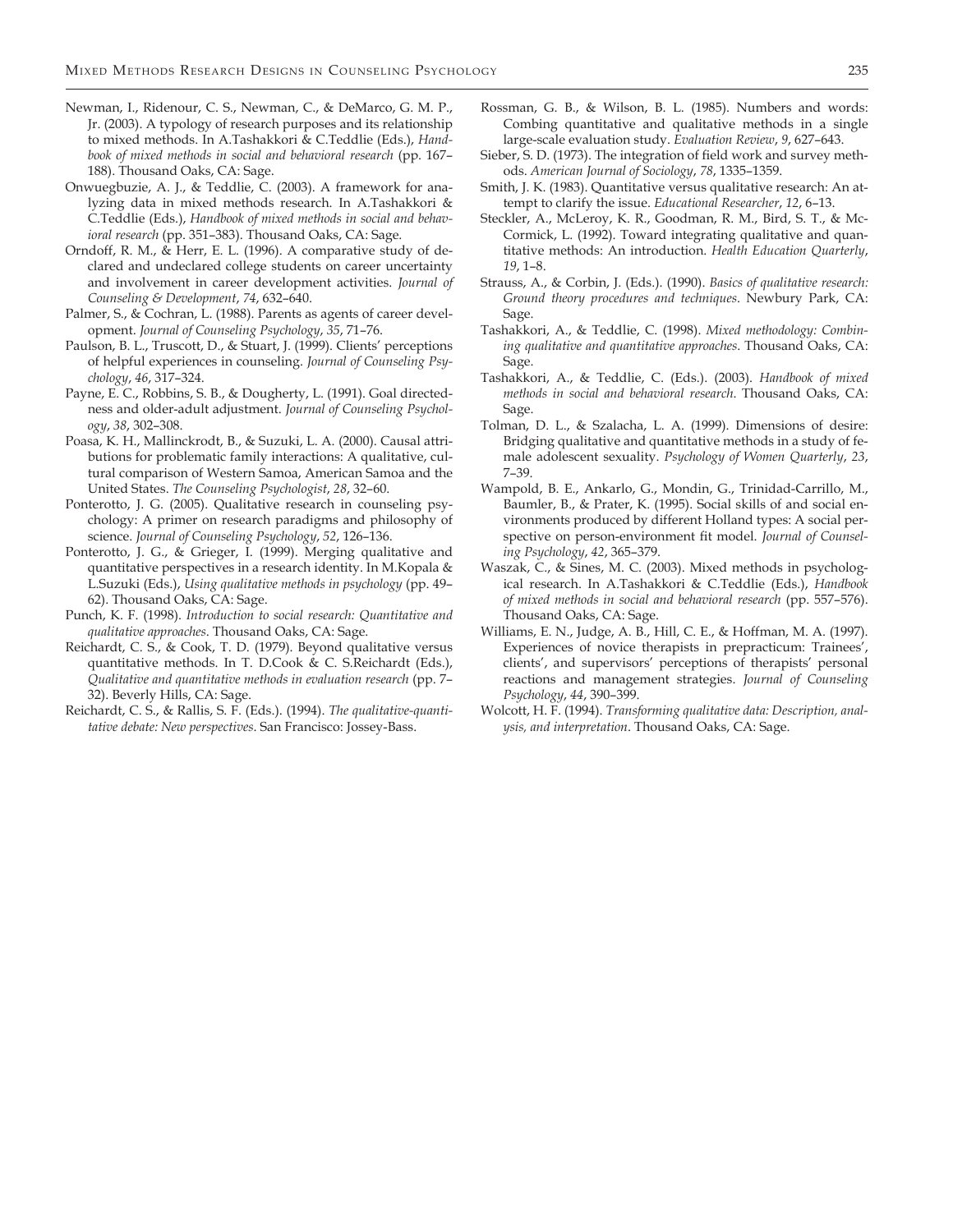Newman, I., Ridenour, C. S., Newman, C., & DeMarco, G. M. P., Jr. (2003). A typology of research purposes and its relationship to mixed methods. In A.Tashakkori & C.Teddlie (Eds.), *Handbook of mixed methods in social and behavioral research* (pp. 167–188). Thousand Oaks, CA: Sage.

Onwuegbuzie, A. J., & Teddlie, C. (2003). A framework for analyzing data in mixed methods research. In A.Tashakkori & C.Teddlie (Eds.), *Handbook of mixed methods in social and behavioral research* (pp. 351–383). Thousand Oaks, CA: Sage.

Orndoff, R. M., & Herr, E. L. (1996). A comparative study of declared and undeclared college students on career uncertainty and involvement in career development activities. *Journal of Counseling & Development*, *74*, 632–640.

Palmer, S., & Cochran, L. (1988). Parents as agents of career development. *Journal of Counseling Psychology*, *35*, 71–76.

Paulson, B. L., Truscott, D., & Stuart, J. (1999). Clients' perceptions of helpful experiences in counseling. *Journal of Counseling Psychology*, *46*, 317–324.

Payne, E. C., Robbins, S. B., & Dougherty, L. (1991). Goal directedness and older-adult adjustment. *Journal of Counseling Psychology*, *38*, 302–308.

Poasa, K. H., Mallinckrodt, B., & Suzuki, L. A. (2000). Causal attributions for problematic family interactions: A qualitative, cultural comparison of Western Samoa, American Samoa and the United States. *The Counseling Psychologist*, *28*, 32–60.

Ponterotto, J. G. (2005). Qualitative research in counseling psychology: A primer on research paradigms and philosophy of science. *Journal of Counseling Psychology*, *52*, 126–136.

Ponterotto, J. G., & Grieger, I. (1999). Merging qualitative and quantitative perspectives in a research identity. In M.Kopala & L.Suzuki (Eds.), *Using qualitative methods in psychology* (pp. 49–62). Thousand Oaks, CA: Sage.

Punch, K. F. (1998). *Introduction to social research: Quantitative and qualitative approaches*. Thousand Oaks, CA: Sage.

Reichardt, C. S., & Cook, T. D. (1979). Beyond qualitative versus quantitative methods. In T. D.Cook & C. S.Reichardt (Eds.), *Qualitative and quantitative methods in evaluation research* (pp. 7–32). Beverly Hills, CA: Sage.

Reichardt, C. S., & Rallis, S. F. (Eds.). (1994). *The qualitative-quantitative debate: New perspectives*. San Francisco: Jossey-Bass.

Rossman, G. B., & Wilson, B. L. (1985). Numbers and words: Combing quantitative and qualitative methods in a single large-scale evaluation study. *Evaluation Review*, *9*, 627–643.

Sieber, S. D. (1973). The integration of field work and survey methods. *American Journal of Sociology*, *78*, 1335–1359.

Smith, J. K. (1983). Quantitative versus qualitative research: An attempt to clarify the issue. *Educational Researcher*, *12*, 6–13.

Steckler, A., McLeroy, K. R., Goodman, R. M., Bird, S. T., & McCormick, L. (1992). Toward integrating qualitative and quantitative methods: An introduction. *Health Education Quarterly*, *19*, 1–8.

Strauss, A., & Corbin, J. (Eds.). (1990). *Basics of qualitative research: Ground theory procedures and techniques*. Newbury Park, CA: Sage.

Tashakkori, A., & Teddlie, C. (1998). *Mixed methodology: Combining qualitative and quantitative approaches*. Thousand Oaks, CA: Sage.

Tashakkori, A., & Teddlie, C. (Eds.). (2003). *Handbook of mixed methods in social and behavioral research*. Thousand Oaks, CA: Sage.

Tolman, D. L., & Szalacha, L. A. (1999). Dimensions of desire: Bridging qualitative and quantitative methods in a study of female adolescent sexuality. *Psychology of Women Quarterly*, *23*, 7–39.

Wampold, B. E., Ankarlo, G., Mondin, G., Trinidad-Carrillo, M., Baumler, B., & Prater, K. (1995). Social skills of and social environments produced by different Holland types: A social perspective on person-environment fit model. *Journal of Counseling Psychology*, *42*, 365–379.

Waszak, C., & Sines, M. C. (2003). Mixed methods in psychological research. In A.Tashakkori & C.Teddlie (Eds.), *Handbook of mixed methods in social and behavioral research* (pp. 557–576). Thousand Oaks, CA: Sage.

Williams, E. N., Judge, A. B., Hill, C. E., & Hoffman, M. A. (1997). Experiences of novice therapists in prepracticum: Trainees', clients', and supervisors' perceptions of therapists' personal reactions and management strategies. *Journal of Counseling Psychology*, *44*, 390–399.

Wolcott, H. F. (1994). *Transforming qualitative data: Description, analysis, and interpretation*. Thousand Oaks, CA: Sage.